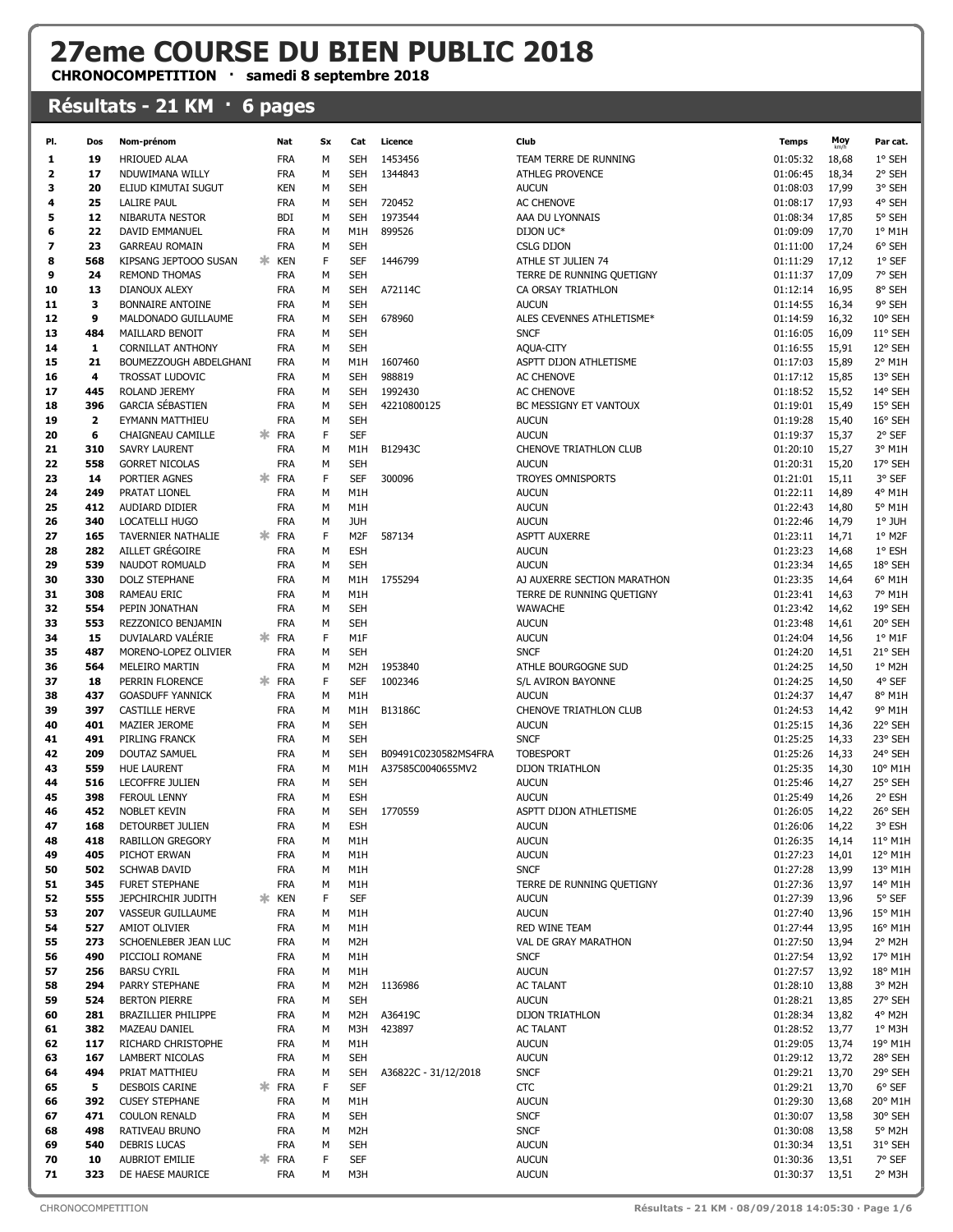# 27eme COURSE DU BIEN PUBLIC 2018

**CHRONOCOMPETITION · samedi 8 septembre 2018**

## Résultats - 21 KM · 6 pages

| Pl. | Dos | Nom-prénom | | Nat | Sx | Cat | Licence | Club | Temps | Moy km/h | Par cat. |
|---|---|---|---|---|---|---|---|---|---|---|---|
| 1 | 19 | HRIOUED ALAA | | FRA | M | SEH | 1453456 | TEAM TERRE DE RUNNING | 01:05:32 | 18,68 | 1° SEH |
| 2 | 17 | NDUWIMANA WILLY | | FRA | M | SEH | 1344843 | ATHLEG PROVENCE | 01:06:45 | 18,34 | 2° SEH |
| 3 | 20 | ELIUD KIMUTAI SUGUT | | KEN | M | SEH | | AUCUN | 01:08:03 | 17,99 | 3° SEH |
| 4 | 25 | LALIRE PAUL | | FRA | M | SEH | 720452 | AC CHENOVE | 01:08:17 | 17,93 | 4° SEH |
| 5 | 12 | NIBARUTA NESTOR | | BDI | M | SEH | 1973544 | AAA DU LYONNAIS | 01:08:34 | 17,85 | 5° SEH |
| 6 | 22 | DAVID EMMANUEL | | FRA | M | M1H | 899526 | DIJON UC* | 01:09:09 | 17,70 | 1° M1H |
| 7 | 23 | GARREAU ROMAIN | | FRA | M | SEH | | CSLG DIJON | 01:11:00 | 17,24 | 6° SEH |
| 8 | 568 | KIPSANG JEPTOOO SUSAN | * | KEN | F | SEF | 1446799 | ATHLE ST JULIEN 74 | 01:11:29 | 17,12 | 1° SEF |
| 9 | 24 | REMOND THOMAS | | FRA | M | SEH | | TERRE DE RUNNING QUETIGNY | 01:11:37 | 17,09 | 7° SEH |
| 10 | 13 | DIANOUX ALEXY | | FRA | M | SEH | A72114C | CA ORSAY TRIATHLON | 01:12:14 | 16,95 | 8° SEH |
| 11 | 3 | BONNAIRE ANTOINE | | FRA | M | SEH | | AUCUN | 01:14:55 | 16,34 | 9° SEH |
| 12 | 9 | MALDONADO GUILLAUME | | FRA | M | SEH | 678960 | ALES CEVENNES ATHLETISME* | 01:14:59 | 16,32 | 10° SEH |
| 13 | 484 | MAILLARD BENOIT | | FRA | M | SEH | | SNCF | 01:16:05 | 16,09 | 11° SEH |
| 14 | 1 | CORNILLAT ANTHONY | | FRA | M | SEH | | AQUA-CITY | 01:16:55 | 15,91 | 12° SEH |
| 15 | 21 | BOUMEZZOUGH ABDELGHANI | | FRA | M | M1H | 1607460 | ASPTT DIJON ATHLETISME | 01:17:03 | 15,89 | 2° M1H |
| 16 | 4 | TROSSAT LUDOVIC | | FRA | M | SEH | 988819 | AC CHENOVE | 01:17:12 | 15,85 | 13° SEH |
| 17 | 445 | ROLAND JEREMY | | FRA | M | SEH | 1992430 | AC CHENOVE | 01:18:52 | 15,52 | 14° SEH |
| 18 | 396 | GARCIA SÉBASTIEN | | FRA | M | SEH | 42210800125 | BC MESSIGNY ET VANTOUX | 01:19:01 | 15,49 | 15° SEH |
| 19 | 2 | EYMANN MATTHIEU | | FRA | M | SEH | | AUCUN | 01:19:28 | 15,40 | 16° SEH |
| 20 | 6 | CHAIGNEAU CAMILLE | * | FRA | F | SEF | | AUCUN | 01:19:37 | 15,37 | 2° SEF |
| 21 | 310 | SAVRY LAURENT | | FRA | M | M1H | B12943C | CHENOVE TRIATHLON CLUB | 01:20:10 | 15,27 | 3° M1H |
| 22 | 558 | GORRET NICOLAS | | FRA | M | SEH | | AUCUN | 01:20:31 | 15,20 | 17° SEH |
| 23 | 14 | PORTIER AGNES | * | FRA | F | SEF | 300096 | TROYES OMNISPORTS | 01:21:01 | 15,11 | 3° SEF |
| 24 | 249 | PRATAT LIONEL | | FRA | M | M1H | | AUCUN | 01:22:11 | 14,89 | 4° M1H |
| 25 | 412 | AUDIARD DIDIER | | FRA | M | M1H | | AUCUN | 01:22:43 | 14,80 | 5° M1H |
| 26 | 340 | LOCATELLI HUGO | | FRA | M | JUH | | AUCUN | 01:22:46 | 14,79 | 1° JUH |
| 27 | 165 | TAVERNIER NATHALIE | * | FRA | F | M2F | 587134 | ASPTT AUXERRE | 01:23:11 | 14,71 | 1° M2F |
| 28 | 282 | AILLET GRÉGOIRE | | FRA | M | ESH | | AUCUN | 01:23:23 | 14,68 | 1° ESH |
| 29 | 539 | NAUDOT ROMUALD | | FRA | M | SEH | | AUCUN | 01:23:34 | 14,65 | 18° SEH |
| 30 | 330 | DOLZ STEPHANE | | FRA | M | M1H | 1755294 | AJ AUXERRE SECTION MARATHON | 01:23:35 | 14,64 | 6° M1H |
| 31 | 308 | RAMEAU ERIC | | FRA | M | M1H | | TERRE DE RUNNING QUETIGNY | 01:23:41 | 14,63 | 7° M1H |
| 32 | 554 | PEPIN JONATHAN | | FRA | M | SEH | | WAWACHE | 01:23:42 | 14,62 | 19° SEH |
| 33 | 553 | REZZONICO BENJAMIN | | FRA | M | SEH | | AUCUN | 01:23:48 | 14,61 | 20° SEH |
| 34 | 15 | DUVIALARD VALÉRIE | * | FRA | F | M1F | | AUCUN | 01:24:04 | 14,56 | 1° M1F |
| 35 | 487 | MORENO-LOPEZ OLIVIER | | FRA | M | SEH | | SNCF | 01:24:20 | 14,51 | 21° SEH |
| 36 | 564 | MELEIRO MARTIN | | FRA | M | M2H | 1953840 | ATHLE BOURGOGNE SUD | 01:24:25 | 14,50 | 1° M2H |
| 37 | 18 | PERRIN FLORENCE | * | FRA | F | SEF | 1002346 | S/L AVIRON BAYONNE | 01:24:25 | 14,50 | 4° SEF |
| 38 | 437 | GOASDUFF YANNICK | | FRA | M | M1H | | AUCUN | 01:24:37 | 14,47 | 8° M1H |
| 39 | 397 | CASTILLE HERVE | | FRA | M | M1H | B13186C | CHENOVE TRIATHLON CLUB | 01:24:53 | 14,42 | 9° M1H |
| 40 | 401 | MAZIER JEROME | | FRA | M | SEH | | AUCUN | 01:25:15 | 14,36 | 22° SEH |
| 41 | 491 | PIRLING FRANCK | | FRA | M | SEH | | SNCF | 01:25:25 | 14,33 | 23° SEH |
| 42 | 209 | DOUTAZ SAMUEL | | FRA | M | SEH | B09491C0230582MS4FRA | TOBESPORT | 01:25:26 | 14,33 | 24° SEH |
| 43 | 559 | HUE LAURENT | | FRA | M | M1H | A37585C0040655MV2 | DIJON TRIATHLON | 01:25:35 | 14,30 | 10° M1H |
| 44 | 516 | LECOFFRE JULIEN | | FRA | M | SEH | | AUCUN | 01:25:46 | 14,27 | 25° SEH |
| 45 | 398 | FEROUL LENNY | | FRA | M | ESH | | AUCUN | 01:25:49 | 14,26 | 2° ESH |
| 46 | 452 | NOBLET KEVIN | | FRA | M | SEH | 1770559 | ASPTT DIJON ATHLETISME | 01:26:05 | 14,22 | 26° SEH |
| 47 | 168 | DETOURBET JULIEN | | FRA | M | ESH | | AUCUN | 01:26:06 | 14,22 | 3° ESH |
| 48 | 418 | RABILLON GREGORY | | FRA | M | M1H | | AUCUN | 01:26:35 | 14,14 | 11° M1H |
| 49 | 405 | PICHOT ERWAN | | FRA | M | M1H | | AUCUN | 01:27:23 | 14,01 | 12° M1H |
| 50 | 502 | SCHWAB DAVID | | FRA | M | M1H | | SNCF | 01:27:28 | 13,99 | 13° M1H |
| 51 | 345 | FURET STEPHANE | | FRA | M | M1H | | TERRE DE RUNNING QUETIGNY | 01:27:36 | 13,97 | 14° M1H |
| 52 | 555 | JEPCHIRCHIR JUDITH | * | KEN | F | SEF | | AUCUN | 01:27:39 | 13,96 | 5° SEF |
| 53 | 207 | VASSEUR GUILLAUME | | FRA | M | M1H | | AUCUN | 01:27:40 | 13,96 | 15° M1H |
| 54 | 527 | AMIOT OLIVIER | | FRA | M | M1H | | RED WINE TEAM | 01:27:44 | 13,95 | 16° M1H |
| 55 | 273 | SCHOENLEBER JEAN LUC | | FRA | M | M2H | | VAL DE GRAY MARATHON | 01:27:50 | 13,94 | 2° M2H |
| 56 | 490 | PICCIOLI ROMANE | | FRA | M | M1H | | SNCF | 01:27:54 | 13,92 | 17° M1H |
| 57 | 256 | BARSU CYRIL | | FRA | M | M1H | | AUCUN | 01:27:57 | 13,92 | 18° M1H |
| 58 | 294 | PARRY STEPHANE | | FRA | M | M2H | 1136986 | AC TALANT | 01:28:10 | 13,88 | 3° M2H |
| 59 | 524 | BERTON PIERRE | | FRA | M | SEH | | AUCUN | 01:28:21 | 13,85 | 27° SEH |
| 60 | 281 | BRAZILLIER PHILIPPE | | FRA | M | M2H | A36419C | DIJON TRIATHLON | 01:28:34 | 13,82 | 4° M2H |
| 61 | 382 | MAZEAU DANIEL | | FRA | M | M3H | 423897 | AC TALANT | 01:28:52 | 13,77 | 1° M3H |
| 62 | 117 | RICHARD CHRISTOPHE | | FRA | M | M1H | | AUCUN | 01:29:05 | 13,74 | 19° M1H |
| 63 | 167 | LAMBERT NICOLAS | | FRA | M | SEH | | AUCUN | 01:29:12 | 13,72 | 28° SEH |
| 64 | 494 | PRIAT MATTHIEU | | FRA | M | SEH | A36822C - 31/12/2018 | SNCF | 01:29:21 | 13,70 | 29° SEH |
| 65 | 5 | DESBOIS CARINE | * | FRA | F | SEF | | CTC | 01:29:21 | 13,70 | 6° SEF |
| 66 | 392 | CUSEY STEPHANE | | FRA | M | M1H | | AUCUN | 01:29:30 | 13,68 | 20° M1H |
| 67 | 471 | COULON RENALD | | FRA | M | SEH | | SNCF | 01:30:07 | 13,58 | 30° SEH |
| 68 | 498 | RATIVEAU BRUNO | | FRA | M | M2H | | SNCF | 01:30:08 | 13,58 | 5° M2H |
| 69 | 540 | DEBRIS LUCAS | | FRA | M | SEH | | AUCUN | 01:30:34 | 13,51 | 31° SEH |
| 70 | 10 | AUBRIOT EMILIE | * | FRA | F | SEF | | AUCUN | 01:30:36 | 13,51 | 7° SEF |
| 71 | 323 | DE HAESE MAURICE | | FRA | M | M3H | | AUCUN | 01:30:37 | 13,51 | 2° M3H |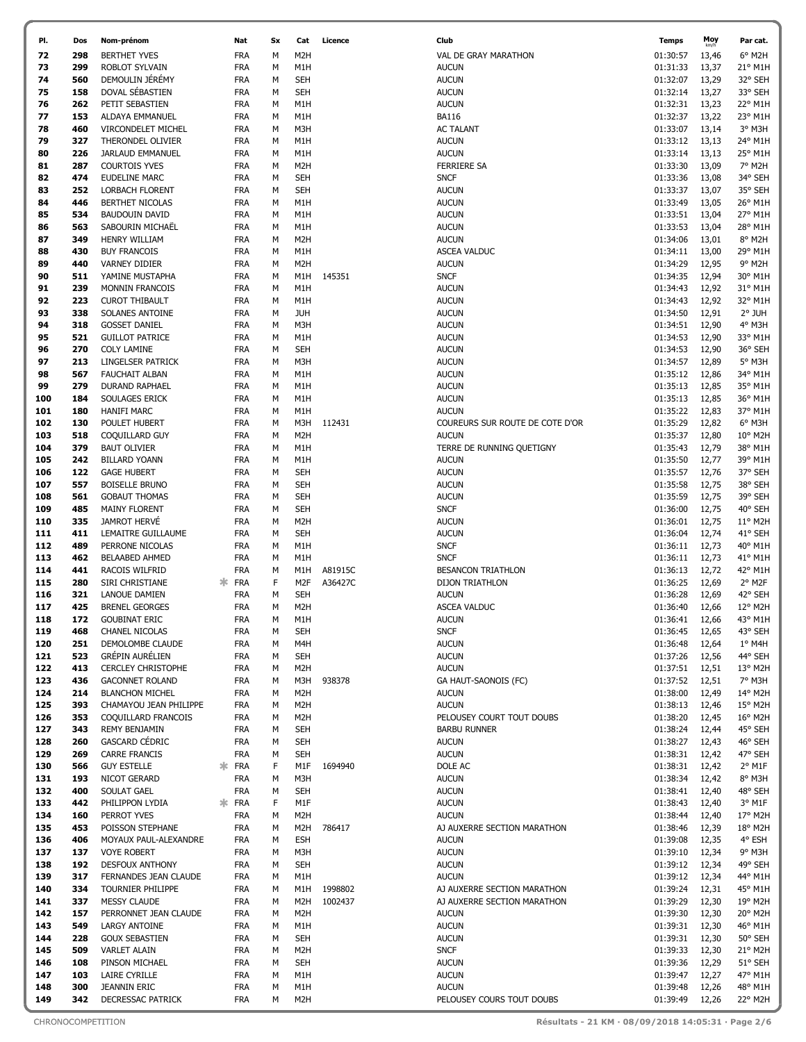| Pl. | Dos | Nom-prénom | Nat | Sx | Cat | Licence | Club | Temps | Moy km/h | Par cat. |
|---|---|---|---|---|---|---|---|---|---|---|
| 72 | 298 | BERTHET YVES | FRA | M | M2H | | VAL DE GRAY MARATHON | 01:30:57 | 13,46 | 6° M2H |
| 73 | 299 | ROBLOT SYLVAIN | FRA | M | M1H | | AUCUN | 01:31:33 | 13,37 | 21° M1H |
| 74 | 560 | DEMOULIN JÉRÉMY | FRA | M | SEH | | AUCUN | 01:32:07 | 13,29 | 32° SEH |
| 75 | 158 | DOVAL SÉBASTIEN | FRA | M | SEH | | AUCUN | 01:32:14 | 13,27 | 33° SEH |
| 76 | 262 | PETIT SEBASTIEN | FRA | M | M1H | | AUCUN | 01:32:31 | 13,23 | 22° M1H |
| 77 | 153 | ALDAYA EMMANUEL | FRA | M | M1H | | BA116 | 01:32:37 | 13,22 | 23° M1H |
| 78 | 460 | VIRCONDELET MICHEL | FRA | M | M3H | | AC TALANT | 01:33:07 | 13,14 | 3° M3H |
| 79 | 327 | THERONDEL OLIVIER | FRA | M | M1H | | AUCUN | 01:33:12 | 13,13 | 24° M1H |
| 80 | 226 | JARLAUD EMMANUEL | FRA | M | M1H | | AUCUN | 01:33:14 | 13,13 | 25° M1H |
| 81 | 287 | COURTOIS YVES | FRA | M | M2H | | FERRIERE SA | 01:33:30 | 13,09 | 7° M2H |
| 82 | 474 | EUDELINE MARC | FRA | M | SEH | | SNCF | 01:33:36 | 13,08 | 34° SEH |
| 83 | 252 | LORBACH FLORENT | FRA | M | SEH | | AUCUN | 01:33:37 | 13,07 | 35° SEH |
| 84 | 446 | BERTHET NICOLAS | FRA | M | M1H | | AUCUN | 01:33:49 | 13,05 | 26° M1H |
| 85 | 534 | BAUDOUIN DAVID | FRA | M | M1H | | AUCUN | 01:33:51 | 13,04 | 27° M1H |
| 86 | 563 | SABOURIN MICHAËL | FRA | M | M1H | | AUCUN | 01:33:53 | 13,04 | 28° M1H |
| 87 | 349 | HENRY WILLIAM | FRA | M | M2H | | AUCUN | 01:34:06 | 13,01 | 8° M2H |
| 88 | 430 | BUY FRANCOIS | FRA | M | M1H | | ASCEA VALDUC | 01:34:11 | 13,00 | 29° M1H |
| 89 | 440 | VARNEY DIDIER | FRA | M | M2H | | AUCUN | 01:34:29 | 12,95 | 9° M2H |
| 90 | 511 | YAMINE MUSTAPHA | FRA | M | M1H | 145351 | SNCF | 01:34:35 | 12,94 | 30° M1H |
| 91 | 239 | MONNIN FRANCOIS | FRA | M | M1H | | AUCUN | 01:34:43 | 12,92 | 31° M1H |
| 92 | 223 | CUROT THIBAULT | FRA | M | M1H | | AUCUN | 01:34:43 | 12,92 | 32° M1H |
| 93 | 338 | SOLANES ANTOINE | FRA | M | JUH | | AUCUN | 01:34:50 | 12,91 | 2° JUH |
| 94 | 318 | GOSSET DANIEL | FRA | M | M3H | | AUCUN | 01:34:51 | 12,90 | 4° M3H |
| 95 | 521 | GUILLOT PATRICE | FRA | M | M1H | | AUCUN | 01:34:53 | 12,90 | 33° M1H |
| 96 | 270 | COLY LAMINE | FRA | M | SEH | | AUCUN | 01:34:53 | 12,90 | 36° SEH |
| 97 | 213 | LINGELSER PATRICK | FRA | M | M3H | | AUCUN | 01:34:57 | 12,89 | 5° M3H |
| 98 | 567 | FAUCHAIT ALBAN | FRA | M | M1H | | AUCUN | 01:35:12 | 12,86 | 34° M1H |
| 99 | 279 | DURAND RAPHAEL | FRA | M | M1H | | AUCUN | 01:35:13 | 12,85 | 35° M1H |
| 100 | 184 | SOULAGES ERICK | FRA | M | M1H | | AUCUN | 01:35:13 | 12,85 | 36° M1H |
| 101 | 180 | HANIFI MARC | FRA | M | M1H | | AUCUN | 01:35:22 | 12,83 | 37° M1H |
| 102 | 130 | POULET HUBERT | FRA | M | M3H | 112431 | COUREURS SUR ROUTE DE COTE D'OR | 01:35:29 | 12,82 | 6° M3H |
| 103 | 518 | COQUILLARD GUY | FRA | M | M2H | | AUCUN | 01:35:37 | 12,80 | 10° M2H |
| 104 | 379 | BAUT OLIVIER | FRA | M | M1H | | TERRE DE RUNNING QUETIGNY | 01:35:43 | 12,79 | 38° M1H |
| 105 | 242 | BILLARD YOANN | FRA | M | M1H | | AUCUN | 01:35:50 | 12,77 | 39° M1H |
| 106 | 122 | GAGE HUBERT | FRA | M | SEH | | AUCUN | 01:35:57 | 12,76 | 37° SEH |
| 107 | 557 | BOISELLE BRUNO | FRA | M | SEH | | AUCUN | 01:35:58 | 12,75 | 38° SEH |
| 108 | 561 | GOBAUT THOMAS | FRA | M | SEH | | AUCUN | 01:35:59 | 12,75 | 39° SEH |
| 109 | 485 | MAINY FLORENT | FRA | M | SEH | | SNCF | 01:36:00 | 12,75 | 40° SEH |
| 110 | 335 | JAMROT HERVÉ | FRA | M | M2H | | AUCUN | 01:36:01 | 12,75 | 11° M2H |
| 111 | 411 | LEMAITRE GUILLAUME | FRA | M | SEH | | AUCUN | 01:36:04 | 12,74 | 41° SEH |
| 112 | 489 | PERRONE NICOLAS | FRA | M | M1H | | SNCF | 01:36:11 | 12,73 | 40° M1H |
| 113 | 462 | BELAABED AHMED | FRA | M | M1H | | SNCF | 01:36:11 | 12,73 | 41° M1H |
| 114 | 441 | RACOIS WILFRID | FRA | M | M1H | A81915C | BESANCON TRIATHLON | 01:36:13 | 12,72 | 42° M1H |
| 115 | 280 | SIRI CHRISTIANE | * FRA | F | M2F | A36427C | DIJON TRIATHLON | 01:36:25 | 12,69 | 2° M2F |
| 116 | 321 | LANOUE DAMIEN | FRA | M | SEH | | AUCUN | 01:36:28 | 12,69 | 42° SEH |
| 117 | 425 | BRENEL GEORGES | FRA | M | M2H | | ASCEA VALDUC | 01:36:40 | 12,66 | 12° M2H |
| 118 | 172 | GOUBINAT ERIC | FRA | M | M1H | | AUCUN | 01:36:41 | 12,66 | 43° M1H |
| 119 | 468 | CHANEL NICOLAS | FRA | M | SEH | | SNCF | 01:36:45 | 12,65 | 43° SEH |
| 120 | 251 | DEMOLOMBE CLAUDE | FRA | M | M4H | | AUCUN | 01:36:48 | 12,64 | 1° M4H |
| 121 | 523 | GRÉPIN AURÉLIEN | FRA | M | SEH | | AUCUN | 01:37:26 | 12,56 | 44° SEH |
| 122 | 413 | CERCLEY CHRISTOPHE | FRA | M | M2H | | AUCUN | 01:37:51 | 12,51 | 13° M2H |
| 123 | 436 | GACONNET ROLAND | FRA | M | M3H | 938378 | GA HAUT-SAONOIS (FC) | 01:37:52 | 12,51 | 7° M3H |
| 124 | 214 | BLANCHON MICHEL | FRA | M | M2H | | AUCUN | 01:38:00 | 12,49 | 14° M2H |
| 125 | 393 | CHAMAYOU JEAN PHILIPPE | FRA | M | M2H | | AUCUN | 01:38:13 | 12,46 | 15° M2H |
| 126 | 353 | COQUILLARD FRANCOIS | FRA | M | M2H | | PELOUSEY COURT TOUT DOUBS | 01:38:20 | 12,45 | 16° M2H |
| 127 | 343 | REMY BENJAMIN | FRA | M | SEH | | BARBU RUNNER | 01:38:24 | 12,44 | 45° SEH |
| 128 | 260 | GASCARD CÉDRIC | FRA | M | SEH | | AUCUN | 01:38:27 | 12,43 | 46° SEH |
| 129 | 269 | CARRE FRANCIS | FRA | M | SEH | | AUCUN | 01:38:31 | 12,42 | 47° SEH |
| 130 | 566 | GUY ESTELLE | * FRA | F | M1F | 1694940 | DOLE AC | 01:38:31 | 12,42 | 2° M1F |
| 131 | 193 | NICOT GERARD | FRA | M | M3H | | AUCUN | 01:38:34 | 12,42 | 8° M3H |
| 132 | 400 | SOULAT GAEL | FRA | M | SEH | | AUCUN | 01:38:41 | 12,40 | 48° SEH |
| 133 | 442 | PHILIPPON LYDIA | * FRA | F | M1F | | AUCUN | 01:38:43 | 12,40 | 3° M1F |
| 134 | 160 | PERROT YVES | FRA | M | M2H | | AUCUN | 01:38:44 | 12,40 | 17° M2H |
| 135 | 453 | POISSON STEPHANE | FRA | M | M2H | 786417 | AJ AUXERRE SECTION MARATHON | 01:38:46 | 12,39 | 18° M2H |
| 136 | 406 | MOYAUX PAUL-ALEXANDRE | FRA | M | ESH | | AUCUN | 01:39:08 | 12,35 | 4° ESH |
| 137 | 137 | VOYE ROBERT | FRA | M | M3H | | AUCUN | 01:39:10 | 12,34 | 9° M3H |
| 138 | 192 | DESFOUX ANTHONY | FRA | M | SEH | | AUCUN | 01:39:12 | 12,34 | 49° SEH |
| 139 | 317 | FERNANDES JEAN CLAUDE | FRA | M | M1H | | AUCUN | 01:39:12 | 12,34 | 44° M1H |
| 140 | 334 | TOURNIER PHILIPPE | FRA | M | M1H | 1998802 | AJ AUXERRE SECTION MARATHON | 01:39:24 | 12,31 | 45° M1H |
| 141 | 337 | MESSY CLAUDE | FRA | M | M2H | 1002437 | AJ AUXERRE SECTION MARATHON | 01:39:29 | 12,30 | 19° M2H |
| 142 | 157 | PERRONNET JEAN CLAUDE | FRA | M | M2H | | AUCUN | 01:39:30 | 12,30 | 20° M2H |
| 143 | 549 | LARGY ANTOINE | FRA | M | M1H | | AUCUN | 01:39:31 | 12,30 | 46° M1H |
| 144 | 228 | GOUX SEBASTIEN | FRA | M | SEH | | AUCUN | 01:39:31 | 12,30 | 50° SEH |
| 145 | 509 | VARLET ALAIN | FRA | M | M2H | | SNCF | 01:39:33 | 12,30 | 21° M2H |
| 146 | 108 | PINSON MICHAEL | FRA | M | SEH | | AUCUN | 01:39:36 | 12,29 | 51° SEH |
| 147 | 103 | LAIRE CYRILLE | FRA | M | M1H | | AUCUN | 01:39:47 | 12,27 | 47° M1H |
| 148 | 300 | JEANNIN ERIC | FRA | M | M1H | | AUCUN | 01:39:48 | 12,26 | 48° M1H |
| 149 | 342 | DECRESSAC PATRICK | FRA | M | M2H | | PELOUSEY COURS TOUT DOUBS | 01:39:49 | 12,26 | 22° M2H |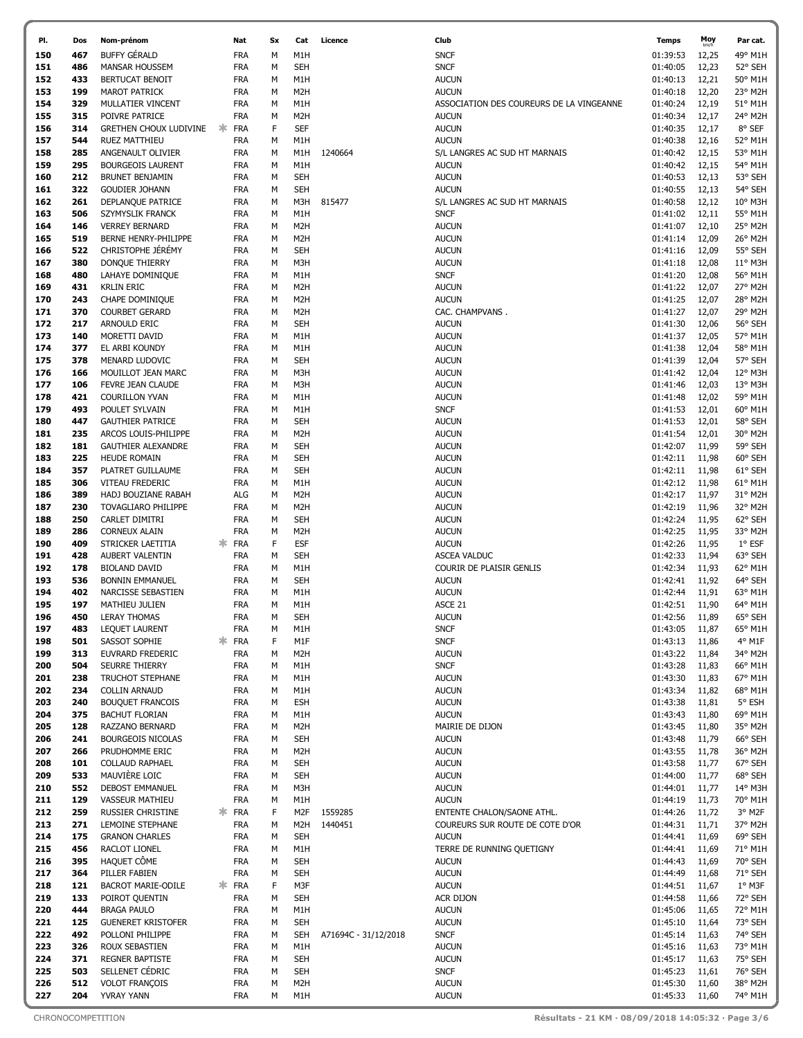| Pl. | Dos | Nom-prénom | Nat | Sx | Cat | Licence | Club | Temps | Moy km/h | Par cat. |
|---|---|---|---|---|---|---|---|---|---|---|
| 150 | 467 | BUFFY GÉRALD | FRA | M | M1H | | SNCF | 01:39:53 | 12,25 | 49° M1H |
| 151 | 486 | MANSAR HOUSSEM | FRA | M | SEH | | SNCF | 01:40:05 | 12,23 | 52° SEH |
| 152 | 433 | BERTUCAT BENOIT | FRA | M | M1H | | AUCUN | 01:40:13 | 12,21 | 50° M1H |
| 153 | 199 | MAROT PATRICK | FRA | M | M2H | | AUCUN | 01:40:18 | 12,20 | 23° M2H |
| 154 | 329 | MULLATIER VINCENT | FRA | M | M1H | | ASSOCIATION DES COUREURS DE LA VINGEANNE | 01:40:24 | 12,19 | 51° M1H |
| 155 | 315 | POIVRE PATRICE | FRA | M | M2H | | AUCUN | 01:40:34 | 12,17 | 24° M2H |
| 156 | 314 | GRETHEN CHOUX LUDIVINE * | FRA | F | SEF | | AUCUN | 01:40:35 | 12,17 | 8° SEF |
| 157 | 544 | RUEZ MATTHIEU | FRA | M | M1H | | AUCUN | 01:40:38 | 12,16 | 52° M1H |
| 158 | 285 | ANGENAULT OLIVIER | FRA | M | M1H | 1240664 | S/L LANGRES AC SUD HT MARNAIS | 01:40:42 | 12,15 | 53° M1H |
| 159 | 295 | BOURGEOIS LAURENT | FRA | M | M1H | | AUCUN | 01:40:42 | 12,15 | 54° M1H |
| 160 | 212 | BRUNET BENJAMIN | FRA | M | SEH | | AUCUN | 01:40:53 | 12,13 | 53° SEH |
| 161 | 322 | GOUDIER JOHANN | FRA | M | SEH | | AUCUN | 01:40:55 | 12,13 | 54° SEH |
| 162 | 261 | DEPLANQUE PATRICE | FRA | M | M3H | 815477 | S/L LANGRES AC SUD HT MARNAIS | 01:40:58 | 12,12 | 10° M3H |
| 163 | 506 | SZYMYSLIK FRANCK | FRA | M | M1H | | SNCF | 01:41:02 | 12,11 | 55° M1H |
| 164 | 146 | VERREY BERNARD | FRA | M | M2H | | AUCUN | 01:41:07 | 12,10 | 25° M2H |
| 165 | 519 | BERNE HENRY-PHILIPPE | FRA | M | M2H | | AUCUN | 01:41:14 | 12,09 | 26° M2H |
| 166 | 522 | CHRISTOPHE JÉRÉMY | FRA | M | SEH | | AUCUN | 01:41:16 | 12,09 | 55° SEH |
| 167 | 380 | DONQUE THIERRY | FRA | M | M3H | | AUCUN | 01:41:18 | 12,08 | 11° M3H |
| 168 | 480 | LAHAYE DOMINIQUE | FRA | M | M1H | | SNCF | 01:41:20 | 12,08 | 56° M1H |
| 169 | 431 | KRLIN ERIC | FRA | M | M2H | | AUCUN | 01:41:22 | 12,07 | 27° M2H |
| 170 | 243 | CHAPE DOMINIQUE | FRA | M | M2H | | AUCUN | 01:41:25 | 12,07 | 28° M2H |
| 171 | 370 | COURBET GERARD | FRA | M | M2H | | CAC. CHAMPVANS . | 01:41:27 | 12,07 | 29° M2H |
| 172 | 217 | ARNOULD ERIC | FRA | M | SEH | | AUCUN | 01:41:30 | 12,06 | 56° SEH |
| 173 | 140 | MORETTI DAVID | FRA | M | M1H | | AUCUN | 01:41:37 | 12,05 | 57° M1H |
| 174 | 377 | EL ARBI KOUNDY | FRA | M | M1H | | AUCUN | 01:41:38 | 12,04 | 58° M1H |
| 175 | 378 | MENARD LUDOVIC | FRA | M | SEH | | AUCUN | 01:41:39 | 12,04 | 57° SEH |
| 176 | 166 | MOUILLOT JEAN MARC | FRA | M | M3H | | AUCUN | 01:41:42 | 12,04 | 12° M3H |
| 177 | 106 | FEVRE JEAN CLAUDE | FRA | M | M3H | | AUCUN | 01:41:46 | 12,03 | 13° M3H |
| 178 | 421 | COURILLON YVAN | FRA | M | M1H | | AUCUN | 01:41:48 | 12,02 | 59° M1H |
| 179 | 493 | POULET SYLVAIN | FRA | M | M1H | | SNCF | 01:41:53 | 12,01 | 60° M1H |
| 180 | 447 | GAUTHIER PATRICE | FRA | M | SEH | | AUCUN | 01:41:53 | 12,01 | 58° SEH |
| 181 | 235 | ARCOS LOUIS-PHILIPPE | FRA | M | M2H | | AUCUN | 01:41:54 | 12,01 | 30° M2H |
| 182 | 181 | GAUTHIER ALEXANDRE | FRA | M | SEH | | AUCUN | 01:42:07 | 11,99 | 59° SEH |
| 183 | 225 | HEUDE ROMAIN | FRA | M | SEH | | AUCUN | 01:42:11 | 11,98 | 60° SEH |
| 184 | 357 | PLATRET GUILLAUME | FRA | M | SEH | | AUCUN | 01:42:11 | 11,98 | 61° SEH |
| 185 | 306 | VITEAU FREDERIC | FRA | M | M1H | | AUCUN | 01:42:12 | 11,98 | 61° M1H |
| 186 | 389 | HADJ BOUZIANE RABAH | ALG | M | M2H | | AUCUN | 01:42:17 | 11,97 | 31° M2H |
| 187 | 230 | TOVAGLIARO PHILIPPE | FRA | M | M2H | | AUCUN | 01:42:19 | 11,96 | 32° M2H |
| 188 | 250 | CARLET DIMITRI | FRA | M | SEH | | AUCUN | 01:42:24 | 11,95 | 62° SEH |
| 189 | 286 | CORNEUX ALAIN | FRA | M | M2H | | AUCUN | 01:42:25 | 11,95 | 33° M2H |
| 190 | 409 | STRICKER LAETITIA * | FRA | F | ESF | | AUCUN | 01:42:26 | 11,95 | 1° ESF |
| 191 | 428 | AUBERT VALENTIN | FRA | M | SEH | | ASCEA VALDUC | 01:42:33 | 11,94 | 63° SEH |
| 192 | 178 | BIOLAND DAVID | FRA | M | M1H | | COURIR DE PLAISIR GENLIS | 01:42:34 | 11,93 | 62° M1H |
| 193 | 536 | BONNIN EMMANUEL | FRA | M | SEH | | AUCUN | 01:42:41 | 11,92 | 64° SEH |
| 194 | 402 | NARCISSE SEBASTIEN | FRA | M | M1H | | AUCUN | 01:42:44 | 11,91 | 63° M1H |
| 195 | 197 | MATHIEU JULIEN | FRA | M | M1H | | ASCE 21 | 01:42:51 | 11,90 | 64° M1H |
| 196 | 450 | LERAY THOMAS | FRA | M | SEH | | AUCUN | 01:42:56 | 11,89 | 65° SEH |
| 197 | 483 | LEQUET LAURENT | FRA | M | M1H | | SNCF | 01:43:05 | 11,87 | 65° M1H |
| 198 | 501 | SASSOT SOPHIE * | FRA | F | M1F | | SNCF | 01:43:13 | 11,86 | 4° M1F |
| 199 | 313 | EUVRARD FREDERIC | FRA | M | M2H | | AUCUN | 01:43:22 | 11,84 | 34° M2H |
| 200 | 504 | SEURRE THIERRY | FRA | M | M1H | | SNCF | 01:43:28 | 11,83 | 66° M1H |
| 201 | 238 | TRUCHOT STEPHANE | FRA | M | M1H | | AUCUN | 01:43:30 | 11,83 | 67° M1H |
| 202 | 234 | COLLIN ARNAUD | FRA | M | M1H | | AUCUN | 01:43:34 | 11,82 | 68° M1H |
| 203 | 240 | BOUQUET FRANCOIS | FRA | M | ESH | | AUCUN | 01:43:38 | 11,81 | 5° ESH |
| 204 | 375 | BACHUT FLORIAN | FRA | M | M1H | | AUCUN | 01:43:43 | 11,80 | 69° M1H |
| 205 | 128 | RAZZANO BERNARD | FRA | M | M2H | | MAIRIE DE DIJON | 01:43:45 | 11,80 | 35° M2H |
| 206 | 241 | BOURGEOIS NICOLAS | FRA | M | SEH | | AUCUN | 01:43:48 | 11,79 | 66° SEH |
| 207 | 266 | PRUDHOMME ERIC | FRA | M | M2H | | AUCUN | 01:43:55 | 11,78 | 36° M2H |
| 208 | 101 | COLLAUD RAPHAEL | FRA | M | SEH | | AUCUN | 01:43:58 | 11,77 | 67° SEH |
| 209 | 533 | MAUVIÈRE LOIC | FRA | M | SEH | | AUCUN | 01:44:00 | 11,77 | 68° SEH |
| 210 | 552 | DEBOST EMMANUEL | FRA | M | M3H | | AUCUN | 01:44:01 | 11,77 | 14° M3H |
| 211 | 129 | VASSEUR MATHIEU | FRA | M | M1H | | AUCUN | 01:44:19 | 11,73 | 70° M1H |
| 212 | 259 | RUSSIER CHRISTINE * | FRA | F | M2F | 1559285 | ENTENTE CHALON/SAONE ATHL. | 01:44:26 | 11,72 | 3° M2F |
| 213 | 271 | LEMOINE STEPHANE | FRA | M | M2H | 1440451 | COUREURS SUR ROUTE DE COTE D'OR | 01:44:31 | 11,71 | 37° M2H |
| 214 | 175 | GRANON CHARLES | FRA | M | SEH | | AUCUN | 01:44:41 | 11,69 | 69° SEH |
| 215 | 456 | RACLOT LIONEL | FRA | M | M1H | | TERRE DE RUNNING QUETIGNY | 01:44:41 | 11,69 | 71° M1H |
| 216 | 395 | HAQUET CÔME | FRA | M | SEH | | AUCUN | 01:44:43 | 11,69 | 70° SEH |
| 217 | 364 | PILLER FABIEN | FRA | M | SEH | | AUCUN | 01:44:49 | 11,68 | 71° SEH |
| 218 | 121 | BACROT MARIE-ODILE * | FRA | F | M3F | | AUCUN | 01:44:51 | 11,67 | 1° M3F |
| 219 | 133 | POIROT QUENTIN | FRA | M | SEH | | ACR DIJON | 01:44:58 | 11,66 | 72° SEH |
| 220 | 444 | BRAGA PAULO | FRA | M | M1H | | AUCUN | 01:45:06 | 11,65 | 72° M1H |
| 221 | 125 | GUENERET KRISTOFER | FRA | M | SEH | | AUCUN | 01:45:10 | 11,64 | 73° SEH |
| 222 | 492 | POLLONI PHILIPPE | FRA | M | SEH | A71694C - 31/12/2018 | SNCF | 01:45:14 | 11,63 | 74° SEH |
| 223 | 326 | ROUX SEBASTIEN | FRA | M | M1H | | AUCUN | 01:45:16 | 11,63 | 73° M1H |
| 224 | 371 | REGNER BAPTISTE | FRA | M | SEH | | AUCUN | 01:45:17 | 11,63 | 75° SEH |
| 225 | 503 | SELLENET CÉDRIC | FRA | M | SEH | | SNCF | 01:45:23 | 11,61 | 76° SEH |
| 226 | 512 | VOLOT FRANÇOIS | FRA | M | M2H | | AUCUN | 01:45:30 | 11,60 | 38° M2H |
| 227 | 204 | YVRAY YANN | FRA | M | M1H | | AUCUN | 01:45:33 | 11,60 | 74° M1H |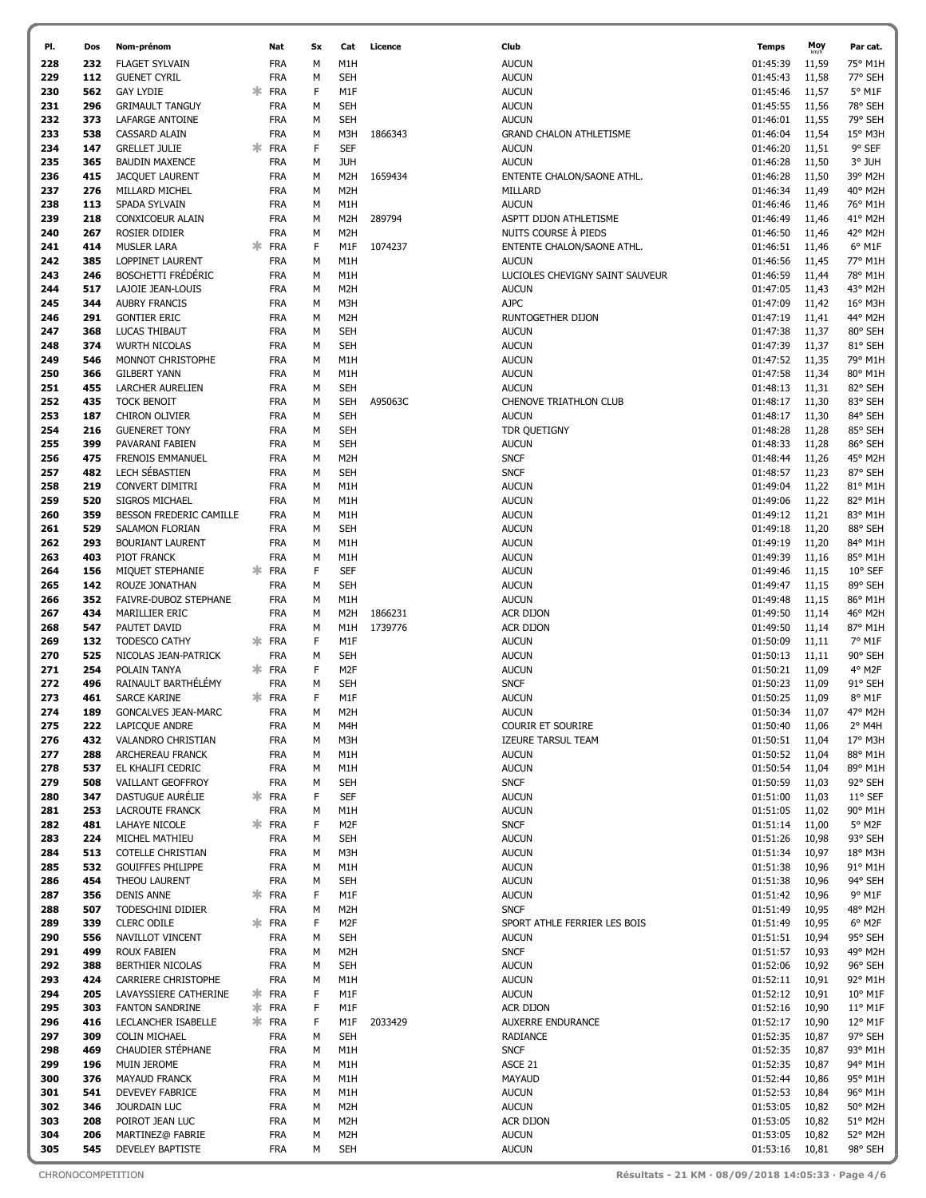| Pl. | Dos | Nom-prénom | | Nat | Sx | Cat | Licence | Club | Temps | Moy | Par cat. |
|---|---|---|---|---|---|---|---|---|---|---|---|
| 228 | 232 | FLAGET SYLVAIN | | FRA | M | M1H | | AUCUN | 01:45:39 | 11,59 | 75° M1H |
| 229 | 112 | GUENET CYRIL | | FRA | M | SEH | | AUCUN | 01:45:43 | 11,58 | 77° SEH |
| 230 | 562 | GAY LYDIE | * | FRA | F | M1F | | AUCUN | 01:45:46 | 11,57 | 5° M1F |
| 231 | 296 | GRIMAULT TANGUY | | FRA | M | SEH | | AUCUN | 01:45:55 | 11,56 | 78° SEH |
| 232 | 373 | LAFARGE ANTOINE | | FRA | M | SEH | | AUCUN | 01:46:01 | 11,55 | 79° SEH |
| 233 | 538 | CASSARD ALAIN | | FRA | M | M3H | 1866343 | GRAND CHALON ATHLETISME | 01:46:04 | 11,54 | 15° M3H |
| 234 | 147 | GRELLET JULIE | * | FRA | F | SEF | | AUCUN | 01:46:20 | 11,51 | 9° SEF |
| 235 | 365 | BAUDIN MAXENCE | | FRA | M | JUH | | AUCUN | 01:46:28 | 11,50 | 3° JUH |
| 236 | 415 | JACQUET LAURENT | | FRA | M | M2H | 1659434 | ENTENTE CHALON/SAONE ATHL. | 01:46:28 | 11,50 | 39° M2H |
| 237 | 276 | MILLARD MICHEL | | FRA | M | M2H | | MILLARD | 01:46:34 | 11,49 | 40° M2H |
| 238 | 113 | SPADA SYLVAIN | | FRA | M | M1H | | AUCUN | 01:46:46 | 11,46 | 76° M1H |
| 239 | 218 | CONXICOEUR ALAIN | | FRA | M | M2H | 289794 | ASPTT DIJON ATHLETISME | 01:46:49 | 11,46 | 41° M2H |
| 240 | 267 | ROSIER DIDIER | | FRA | M | M2H | | NUITS COURSE À PIEDS | 01:46:50 | 11,46 | 42° M2H |
| 241 | 414 | MUSLER LARA | * | FRA | F | M1F | 1074237 | ENTENTE CHALON/SAONE ATHL. | 01:46:51 | 11,46 | 6° M1F |
| 242 | 385 | LOPPINET LAURENT | | FRA | M | M1H | | AUCUN | 01:46:56 | 11,45 | 77° M1H |
| 243 | 246 | BOSCHETTI FRÉDÉRIC | | FRA | M | M1H | | LUCIOLES CHEVIGNY SAINT SAUVEUR | 01:46:59 | 11,44 | 78° M1H |
| 244 | 517 | LAJOIE JEAN-LOUIS | | FRA | M | M2H | | AUCUN | 01:47:05 | 11,43 | 43° M2H |
| 245 | 344 | AUBRY FRANCIS | | FRA | M | M3H | | AJPC | 01:47:09 | 11,42 | 16° M3H |
| 246 | 291 | GONTIER ERIC | | FRA | M | M2H | | RUNTOGETHER DIJON | 01:47:19 | 11,41 | 44° M2H |
| 247 | 368 | LUCAS THIBAUT | | FRA | M | SEH | | AUCUN | 01:47:38 | 11,37 | 80° SEH |
| 248 | 374 | WURTH NICOLAS | | FRA | M | SEH | | AUCUN | 01:47:39 | 11,37 | 81° SEH |
| 249 | 546 | MONNOT CHRISTOPHE | | FRA | M | M1H | | AUCUN | 01:47:52 | 11,35 | 79° M1H |
| 250 | 366 | GILBERT YANN | | FRA | M | M1H | | AUCUN | 01:47:58 | 11,34 | 80° M1H |
| 251 | 455 | LARCHER AURELIEN | | FRA | M | SEH | | AUCUN | 01:48:13 | 11,31 | 82° SEH |
| 252 | 435 | TOCK BENOIT | | FRA | M | SEH | A95063C | CHENOVE TRIATHLON CLUB | 01:48:17 | 11,30 | 83° SEH |
| 253 | 187 | CHIRON OLIVIER | | FRA | M | SEH | | AUCUN | 01:48:17 | 11,30 | 84° SEH |
| 254 | 216 | GUENERET TONY | | FRA | M | SEH | | TDR QUETIGNY | 01:48:28 | 11,28 | 85° SEH |
| 255 | 399 | PAVARANI FABIEN | | FRA | M | SEH | | AUCUN | 01:48:33 | 11,28 | 86° SEH |
| 256 | 475 | FRENOIS EMMANUEL | | FRA | M | M2H | | SNCF | 01:48:44 | 11,26 | 45° M2H |
| 257 | 482 | LECH SÉBASTIEN | | FRA | M | SEH | | SNCF | 01:48:57 | 11,23 | 87° SEH |
| 258 | 219 | CONVERT DIMITRI | | FRA | M | M1H | | AUCUN | 01:49:04 | 11,22 | 81° M1H |
| 259 | 520 | SIGROS MICHAEL | | FRA | M | M1H | | AUCUN | 01:49:06 | 11,22 | 82° M1H |
| 260 | 359 | BESSON FREDERIC CAMILLE | | FRA | M | M1H | | AUCUN | 01:49:12 | 11,21 | 83° M1H |
| 261 | 529 | SALAMON FLORIAN | | FRA | M | SEH | | AUCUN | 01:49:18 | 11,20 | 88° SEH |
| 262 | 293 | BOURIANT LAURENT | | FRA | M | M1H | | AUCUN | 01:49:19 | 11,20 | 84° M1H |
| 263 | 403 | PIOT FRANCK | | FRA | M | M1H | | AUCUN | 01:49:39 | 11,16 | 85° M1H |
| 264 | 156 | MIQUET STEPHANIE | * | FRA | F | SEF | | AUCUN | 01:49:46 | 11,15 | 10° SEF |
| 265 | 142 | ROUZE JONATHAN | | FRA | M | SEH | | AUCUN | 01:49:47 | 11,15 | 89° SEH |
| 266 | 352 | FAIVRE-DUBOZ STEPHANE | | FRA | M | M1H | | AUCUN | 01:49:48 | 11,15 | 86° M1H |
| 267 | 434 | MARILLIER ERIC | | FRA | M | M2H | 1866231 | ACR DIJON | 01:49:50 | 11,14 | 46° M2H |
| 268 | 547 | PAUTET DAVID | | FRA | M | M1H | 1739776 | ACR DIJON | 01:49:50 | 11,14 | 87° M1H |
| 269 | 132 | TODESCO CATHY | * | FRA | F | M1F | | AUCUN | 01:50:09 | 11,11 | 7° M1F |
| 270 | 525 | NICOLAS JEAN-PATRICK | | FRA | M | SEH | | AUCUN | 01:50:13 | 11,11 | 90° SEH |
| 271 | 254 | POLAIN TANYA | * | FRA | F | M2F | | AUCUN | 01:50:21 | 11,09 | 4° M2F |
| 272 | 496 | RAINAULT BARTHÉLÉMY | | FRA | M | SEH | | SNCF | 01:50:23 | 11,09 | 91° SEH |
| 273 | 461 | SARCE KARINE | * | FRA | F | M1F | | AUCUN | 01:50:25 | 11,09 | 8° M1F |
| 274 | 189 | GONCALVES JEAN-MARC | | FRA | M | M2H | | AUCUN | 01:50:34 | 11,07 | 47° M2H |
| 275 | 222 | LAPICQUE ANDRE | | FRA | M | M4H | | COURIR ET SOURIRE | 01:50:40 | 11,06 | 2° M4H |
| 276 | 432 | VALANDRO CHRISTIAN | | FRA | M | M3H | | IZEURE TARSUL TEAM | 01:50:51 | 11,04 | 17° M3H |
| 277 | 288 | ARCHEREAU FRANCK | | FRA | M | M1H | | AUCUN | 01:50:52 | 11,04 | 88° M1H |
| 278 | 537 | EL KHALIFI CEDRIC | | FRA | M | M1H | | AUCUN | 01:50:54 | 11,04 | 89° M1H |
| 279 | 508 | VAILLANT GEOFFROY | | FRA | M | SEH | | SNCF | 01:50:59 | 11,03 | 92° SEH |
| 280 | 347 | DASTUGUE AURÉLIE | * | FRA | F | SEF | | AUCUN | 01:51:00 | 11,03 | 11° SEF |
| 281 | 253 | LACROUTE FRANCK | | FRA | M | M1H | | AUCUN | 01:51:05 | 11,02 | 90° M1H |
| 282 | 481 | LAHAYE NICOLE | * | FRA | F | M2F | | SNCF | 01:51:14 | 11,00 | 5° M2F |
| 283 | 224 | MICHEL MATHIEU | | FRA | M | SEH | | AUCUN | 01:51:26 | 10,98 | 93° SEH |
| 284 | 513 | COTELLE CHRISTIAN | | FRA | M | M3H | | AUCUN | 01:51:34 | 10,97 | 18° M3H |
| 285 | 532 | GOUIFFES PHILIPPE | | FRA | M | M1H | | AUCUN | 01:51:38 | 10,96 | 91° M1H |
| 286 | 454 | THEOU LAURENT | | FRA | M | SEH | | AUCUN | 01:51:38 | 10,96 | 94° SEH |
| 287 | 356 | DENIS ANNE | * | FRA | F | M1F | | AUCUN | 01:51:42 | 10,96 | 9° M1F |
| 288 | 507 | TODESCHINI DIDIER | | FRA | M | M2H | | SNCF | 01:51:49 | 10,95 | 48° M2H |
| 289 | 339 | CLERC ODILE | * | FRA | F | M2F | | SPORT ATHLE FERRIER LES BOIS | 01:51:49 | 10,95 | 6° M2F |
| 290 | 556 | NAVILLOT VINCENT | | FRA | M | SEH | | AUCUN | 01:51:51 | 10,94 | 95° SEH |
| 291 | 499 | ROUX FABIEN | | FRA | M | M2H | | SNCF | 01:51:57 | 10,93 | 49° M2H |
| 292 | 388 | BERTHIER NICOLAS | | FRA | M | SEH | | AUCUN | 01:52:06 | 10,92 | 96° SEH |
| 293 | 424 | CARRIERE CHRISTOPHE | | FRA | M | M1H | | AUCUN | 01:52:11 | 10,91 | 92° M1H |
| 294 | 205 | LAVAYSSIERE CATHERINE | * | FRA | F | M1F | | AUCUN | 01:52:12 | 10,91 | 10° M1F |
| 295 | 303 | FANTON SANDRINE | * | FRA | F | M1F | | ACR DIJON | 01:52:16 | 10,90 | 11° M1F |
| 296 | 416 | LECLANCHER ISABELLE | * | FRA | F | M1F | 2033429 | AUXERRE ENDURANCE | 01:52:17 | 10,90 | 12° M1F |
| 297 | 309 | COLIN MICHAEL | | FRA | M | SEH | | RADIANCE | 01:52:35 | 10,87 | 97° SEH |
| 298 | 469 | CHAUDIER STÉPHANE | | FRA | M | M1H | | SNCF | 01:52:35 | 10,87 | 93° M1H |
| 299 | 196 | MUIN JEROME | | FRA | M | M1H | | ASCE 21 | 01:52:35 | 10,87 | 94° M1H |
| 300 | 376 | MAYAUD FRANCK | | FRA | M | M1H | | MAYAUD | 01:52:44 | 10,86 | 95° M1H |
| 301 | 541 | DEVEVEY FABRICE | | FRA | M | M1H | | AUCUN | 01:52:53 | 10,84 | 96° M1H |
| 302 | 346 | JOURDAIN LUC | | FRA | M | M2H | | AUCUN | 01:53:05 | 10,82 | 50° M2H |
| 303 | 208 | POIROT JEAN LUC | | FRA | M | M2H | | ACR DIJON | 01:53:05 | 10,82 | 51° M2H |
| 304 | 206 | MARTINEZ@ FABRIE | | FRA | M | M2H | | AUCUN | 01:53:05 | 10,82 | 52° M2H |
| 305 | 545 | DEVELEY BAPTISTE | | FRA | M | SEH | | AUCUN | 01:53:16 | 10,81 | 98° SEH |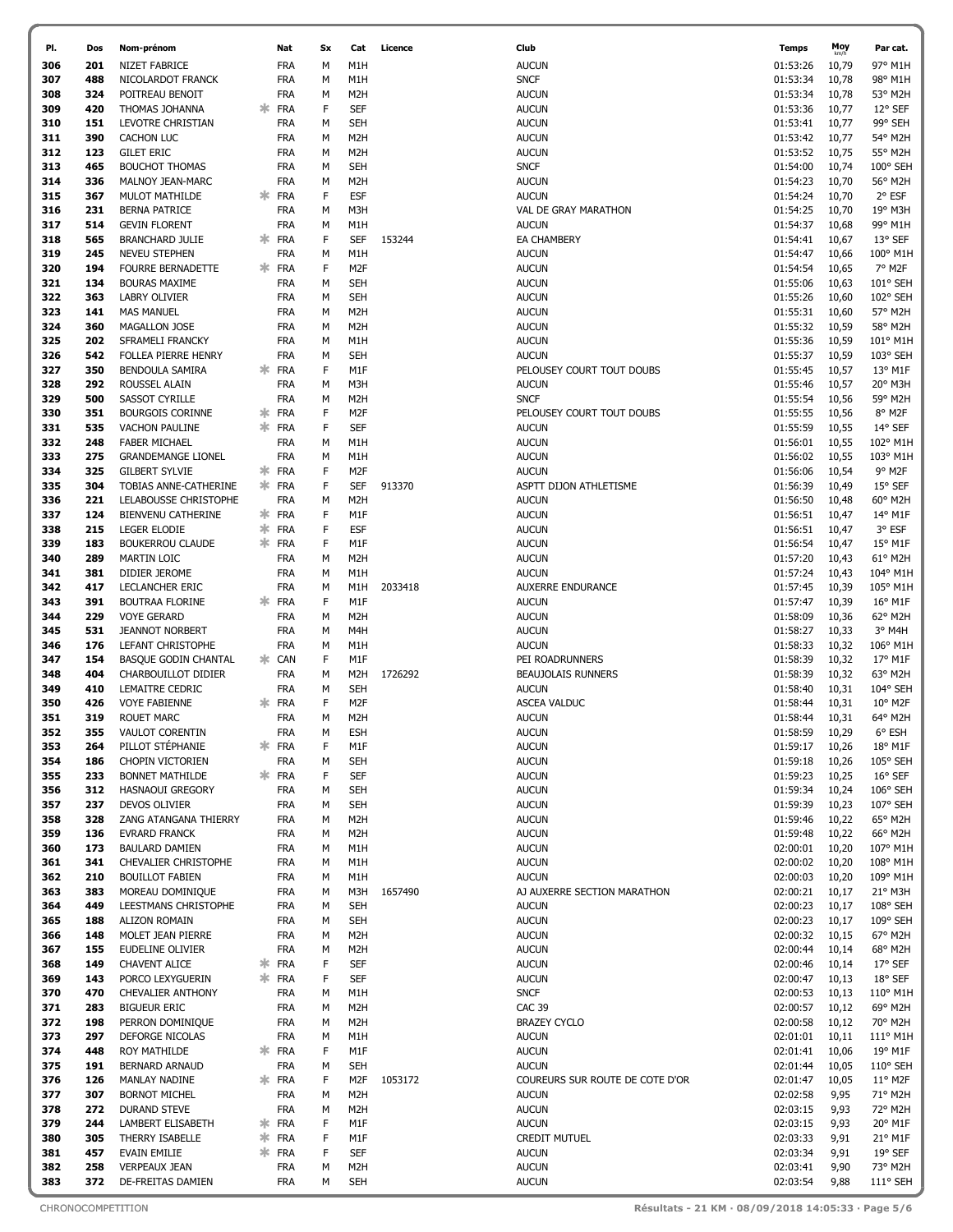| Pl. | Dos | Nom-prénom | | Nat | Sx | Cat | Licence | Club | Temps | Moy km/h | Par cat. |
|---|---|---|---|---|---|---|---|---|---|---|---|
| 306 | 201 | NIZET FABRICE | | FRA | M | M1H | | AUCUN | 01:53:26 | 10,79 | 97° M1H |
| 307 | 488 | NICOLARDOT FRANCK | | FRA | M | M1H | | SNCF | 01:53:34 | 10,78 | 98° M1H |
| 308 | 324 | POITREAU BENOIT | | FRA | M | M2H | | AUCUN | 01:53:34 | 10,78 | 53° M2H |
| 309 | 420 | THOMAS JOHANNA | * | FRA | F | SEF | | AUCUN | 01:53:36 | 10,77 | 12° SEF |
| 310 | 151 | LEVOTRE CHRISTIAN | | FRA | M | SEH | | AUCUN | 01:53:41 | 10,77 | 99° SEH |
| 311 | 390 | CACHON LUC | | FRA | M | M2H | | AUCUN | 01:53:42 | 10,77 | 54° M2H |
| 312 | 123 | GILET ERIC | | FRA | M | M2H | | AUCUN | 01:53:52 | 10,75 | 55° M2H |
| 313 | 465 | BOUCHOT THOMAS | | FRA | M | SEH | | SNCF | 01:54:00 | 10,74 | 100° SEH |
| 314 | 336 | MALNOY JEAN-MARC | | FRA | M | M2H | | AUCUN | 01:54:23 | 10,70 | 56° M2H |
| 315 | 367 | MULOT MATHILDE | * | FRA | F | ESF | | AUCUN | 01:54:24 | 10,70 | 2° ESF |
| 316 | 231 | BERNA PATRICE | | FRA | M | M3H | | VAL DE GRAY MARATHON | 01:54:25 | 10,70 | 19° M3H |
| 317 | 514 | GEVIN FLORENT | | FRA | M | M1H | | AUCUN | 01:54:37 | 10,68 | 99° M1H |
| 318 | 565 | BRANCHARD JULIE | * | FRA | F | SEF | 153244 | EA CHAMBERY | 01:54:41 | 10,67 | 13° SEF |
| 319 | 245 | NEVEU STEPHEN | | FRA | M | M1H | | AUCUN | 01:54:47 | 10,66 | 100° M1H |
| 320 | 194 | FOURRE BERNADETTE | * | FRA | F | M2F | | AUCUN | 01:54:54 | 10,65 | 7° M2F |
| 321 | 134 | BOURAS MAXIME | | FRA | M | SEH | | AUCUN | 01:55:06 | 10,63 | 101° SEH |
| 322 | 363 | LABRY OLIVIER | | FRA | M | SEH | | AUCUN | 01:55:26 | 10,60 | 102° SEH |
| 323 | 141 | MAS MANUEL | | FRA | M | M2H | | AUCUN | 01:55:31 | 10,60 | 57° M2H |
| 324 | 360 | MAGALLON JOSE | | FRA | M | M2H | | AUCUN | 01:55:32 | 10,59 | 58° M2H |
| 325 | 202 | SFRAMELI FRANCKY | | FRA | M | M1H | | AUCUN | 01:55:36 | 10,59 | 101° M1H |
| 326 | 542 | FOLLEA PIERRE HENRY | | FRA | M | SEH | | AUCUN | 01:55:37 | 10,59 | 103° SEH |
| 327 | 350 | BENDOULA SAMIRA | * | FRA | F | M1F | | PELOUSEY COURT TOUT DOUBS | 01:55:45 | 10,57 | 13° M1F |
| 328 | 292 | ROUSSEL ALAIN | | FRA | M | M3H | | AUCUN | 01:55:46 | 10,57 | 20° M3H |
| 329 | 500 | SASSOT CYRILLE | | FRA | M | M2H | | SNCF | 01:55:54 | 10,56 | 59° M2H |
| 330 | 351 | BOURGOIS CORINNE | * | FRA | F | M2F | | PELOUSEY COURT TOUT DOUBS | 01:55:55 | 10,56 | 8° M2F |
| 331 | 535 | VACHON PAULINE | * | FRA | F | SEF | | AUCUN | 01:55:59 | 10,55 | 14° SEF |
| 332 | 248 | FABER MICHAEL | | FRA | M | M1H | | AUCUN | 01:56:01 | 10,55 | 102° M1H |
| 333 | 275 | GRANDEMANGE LIONEL | | FRA | M | M1H | | AUCUN | 01:56:02 | 10,55 | 103° M1H |
| 334 | 325 | GILBERT SYLVIE | * | FRA | F | M2F | | AUCUN | 01:56:06 | 10,54 | 9° M2F |
| 335 | 304 | TOBIAS ANNE-CATHERINE | * | FRA | F | SEF | 913370 | ASPTT DIJON ATHLETISME | 01:56:39 | 10,49 | 15° SEF |
| 336 | 221 | LELABOUSSE CHRISTOPHE | | FRA | M | M2H | | AUCUN | 01:56:50 | 10,48 | 60° M2H |
| 337 | 124 | BIENVENU CATHERINE | * | FRA | F | M1F | | AUCUN | 01:56:51 | 10,47 | 14° M1F |
| 338 | 215 | LEGER ELODIE | * | FRA | F | ESF | | AUCUN | 01:56:51 | 10,47 | 3° ESF |
| 339 | 183 | BOUKERROU CLAUDE | * | FRA | F | M1F | | AUCUN | 01:56:54 | 10,47 | 15° M1F |
| 340 | 289 | MARTIN LOIC | | FRA | M | M2H | | AUCUN | 01:57:20 | 10,43 | 61° M2H |
| 341 | 381 | DIDIER JEROME | | FRA | M | M1H | | AUCUN | 01:57:24 | 10,43 | 104° M1H |
| 342 | 417 | LECLANCHER ERIC | | FRA | M | M1H | 2033418 | AUXERRE ENDURANCE | 01:57:45 | 10,39 | 105° M1H |
| 343 | 391 | BOUTRAA FLORINE | * | FRA | F | M1F | | AUCUN | 01:57:47 | 10,39 | 16° M1F |
| 344 | 229 | VOYE GERARD | | FRA | M | M2H | | AUCUN | 01:58:09 | 10,36 | 62° M2H |
| 345 | 531 | JEANNOT NORBERT | | FRA | M | M4H | | AUCUN | 01:58:27 | 10,33 | 3° M4H |
| 346 | 176 | LEFANT CHRISTOPHE | | FRA | M | M1H | | AUCUN | 01:58:33 | 10,32 | 106° M1H |
| 347 | 154 | BASQUE GODIN CHANTAL | * | CAN | F | M1F | | PEI ROADRUNNERS | 01:58:39 | 10,32 | 17° M1F |
| 348 | 404 | CHARBOUILLOT DIDIER | | FRA | M | M2H | 1726292 | BEAUJOLAIS RUNNERS | 01:58:39 | 10,32 | 63° M2H |
| 349 | 410 | LEMAITRE CEDRIC | | FRA | M | SEH | | AUCUN | 01:58:40 | 10,31 | 104° SEH |
| 350 | 426 | VOYE FABIENNE | * | FRA | F | M2F | | ASCEA VALDUC | 01:58:44 | 10,31 | 10° M2F |
| 351 | 319 | ROUET MARC | | FRA | M | M2H | | AUCUN | 01:58:44 | 10,31 | 64° M2H |
| 352 | 355 | VAULOT CORENTIN | | FRA | M | ESH | | AUCUN | 01:58:59 | 10,29 | 6° ESH |
| 353 | 264 | PILLOT STÉPHANIE | * | FRA | F | M1F | | AUCUN | 01:59:17 | 10,26 | 18° M1F |
| 354 | 186 | CHOPIN VICTORIEN | | FRA | M | SEH | | AUCUN | 01:59:18 | 10,26 | 105° SEH |
| 355 | 233 | BONNET MATHILDE | * | FRA | F | SEF | | AUCUN | 01:59:23 | 10,25 | 16° SEF |
| 356 | 312 | HASNAOUI GREGORY | | FRA | M | SEH | | AUCUN | 01:59:34 | 10,24 | 106° SEH |
| 357 | 237 | DEVOS OLIVIER | | FRA | M | SEH | | AUCUN | 01:59:39 | 10,23 | 107° SEH |
| 358 | 328 | ZANG ATANGANA THIERRY | | FRA | M | M2H | | AUCUN | 01:59:46 | 10,22 | 65° M2H |
| 359 | 136 | EVRARD FRANCK | | FRA | M | M2H | | AUCUN | 01:59:48 | 10,22 | 66° M2H |
| 360 | 173 | BAULARD DAMIEN | | FRA | M | M1H | | AUCUN | 02:00:01 | 10,20 | 107° M1H |
| 361 | 341 | CHEVALIER CHRISTOPHE | | FRA | M | M1H | | AUCUN | 02:00:02 | 10,20 | 108° M1H |
| 362 | 210 | BOUILLOT FABIEN | | FRA | M | M1H | | AUCUN | 02:00:03 | 10,20 | 109° M1H |
| 363 | 383 | MOREAU DOMINIQUE | | FRA | M | M3H | 1657490 | AJ AUXERRE SECTION MARATHON | 02:00:21 | 10,17 | 21° M3H |
| 364 | 449 | LEESTMANS CHRISTOPHE | | FRA | M | SEH | | AUCUN | 02:00:23 | 10,17 | 108° SEH |
| 365 | 188 | ALIZON ROMAIN | | FRA | M | SEH | | AUCUN | 02:00:23 | 10,17 | 109° SEH |
| 366 | 148 | MOLET JEAN PIERRE | | FRA | M | M2H | | AUCUN | 02:00:32 | 10,15 | 67° M2H |
| 367 | 155 | EUDELINE OLIVIER | | FRA | M | M2H | | AUCUN | 02:00:44 | 10,14 | 68° M2H |
| 368 | 149 | CHAVENT ALICE | * | FRA | F | SEF | | AUCUN | 02:00:46 | 10,14 | 17° SEF |
| 369 | 143 | PORCO LEXYGUERIN | * | FRA | F | SEF | | AUCUN | 02:00:47 | 10,13 | 18° SEF |
| 370 | 470 | CHEVALIER ANTHONY | | FRA | M | M1H | | SNCF | 02:00:53 | 10,13 | 110° M1H |
| 371 | 283 | BIGUEUR ERIC | | FRA | M | M2H | | CAC 39 | 02:00:57 | 10,12 | 69° M2H |
| 372 | 198 | PERRON DOMINIQUE | | FRA | M | M2H | | BRAZEY CYCLO | 02:00:58 | 10,12 | 70° M2H |
| 373 | 297 | DEFORGE NICOLAS | | FRA | M | M1H | | AUCUN | 02:01:01 | 10,11 | 111° M1H |
| 374 | 448 | ROY MATHILDE | * | FRA | F | M1F | | AUCUN | 02:01:41 | 10,06 | 19° M1F |
| 375 | 191 | BERNARD ARNAUD | | FRA | M | SEH | | AUCUN | 02:01:44 | 10,05 | 110° SEH |
| 376 | 126 | MANLAY NADINE | * | FRA | F | M2F | 1053172 | COUREURS SUR ROUTE DE COTE D'OR | 02:01:47 | 10,05 | 11° M2F |
| 377 | 307 | BORNOT MICHEL | | FRA | M | M2H | | AUCUN | 02:02:58 | 9,95 | 71° M2H |
| 378 | 272 | DURAND STEVE | | FRA | M | M2H | | AUCUN | 02:03:15 | 9,93 | 72° M2H |
| 379 | 244 | LAMBERT ELISABETH | * | FRA | F | M1F | | AUCUN | 02:03:15 | 9,93 | 20° M1F |
| 380 | 305 | THERRY ISABELLE | * | FRA | F | M1F | | CREDIT MUTUEL | 02:03:33 | 9,91 | 21° M1F |
| 381 | 457 | EVAIN EMILIE | * | FRA | F | SEF | | AUCUN | 02:03:34 | 9,91 | 19° SEF |
| 382 | 258 | VERPEAUX JEAN | | FRA | M | M2H | | AUCUN | 02:03:41 | 9,90 | 73° M2H |
| 383 | 372 | DE-FREITAS DAMIEN | | FRA | M | SEH | | AUCUN | 02:03:54 | 9,88 | 111° SEH |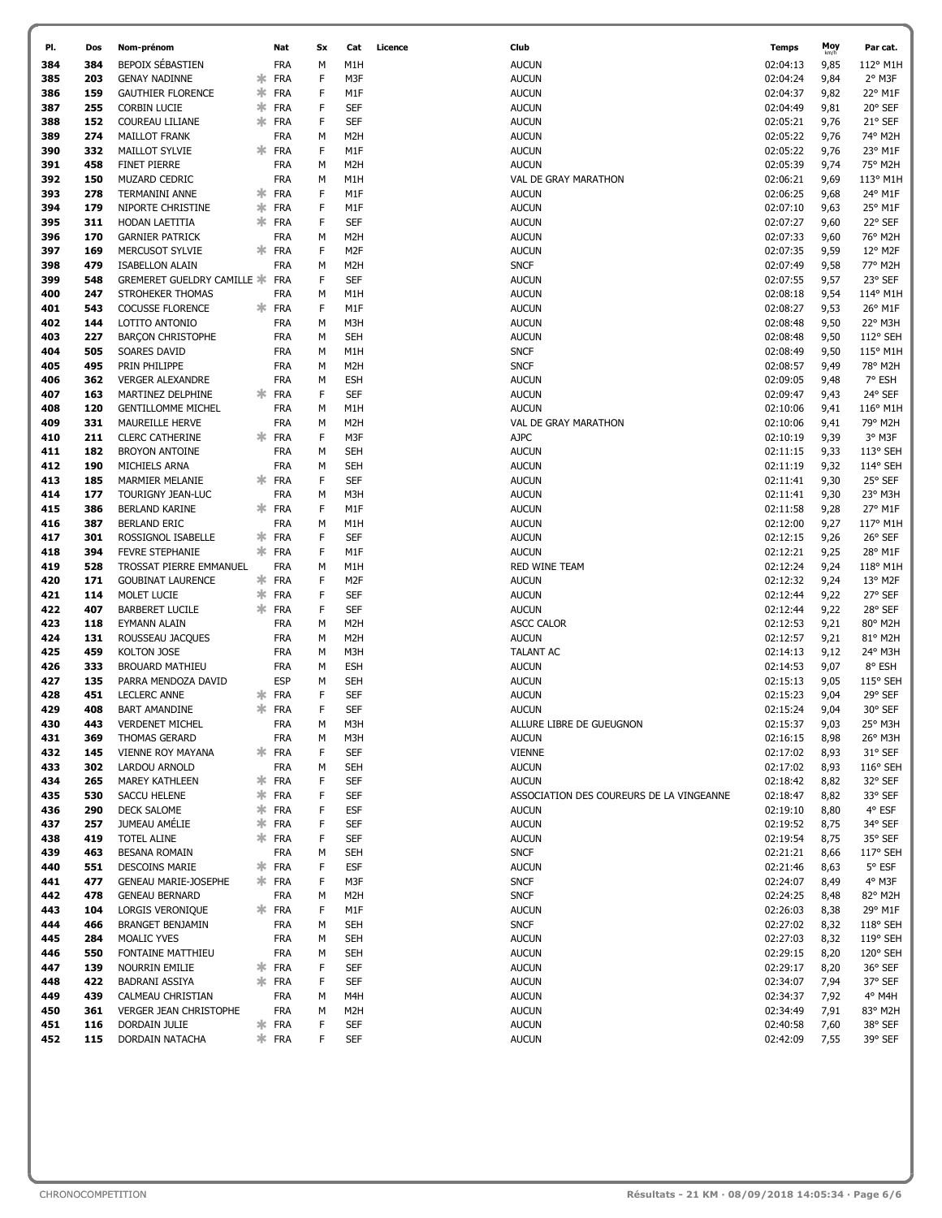| Pl. | Dos | Nom-prénom | | Nat | Sx | Cat | Licence | Club | Temps | Moy km/h | Par cat. |
|---|---|---|---|---|---|---|---|---|---|---|---|
| 384 | 384 | BEPOIX SÉBASTIEN | | FRA | M | M1H | | AUCUN | 02:04:13 | 9,85 | 112° M1H |
| 385 | 203 | GENAY NADINNE | * | FRA | F | M3F | | AUCUN | 02:04:24 | 9,84 | 2° M3F |
| 386 | 159 | GAUTHIER FLORENCE | * | FRA | F | M1F | | AUCUN | 02:04:37 | 9,82 | 22° M1F |
| 387 | 255 | CORBIN LUCIE | * | FRA | F | SEF | | AUCUN | 02:04:49 | 9,81 | 20° SEF |
| 388 | 152 | COUREAU LILIANE | * | FRA | F | SEF | | AUCUN | 02:05:21 | 9,76 | 21° SEF |
| 389 | 274 | MAILLOT FRANK | | FRA | M | M2H | | AUCUN | 02:05:22 | 9,76 | 74° M2H |
| 390 | 332 | MAILLOT SYLVIE | * | FRA | F | M1F | | AUCUN | 02:05:22 | 9,76 | 23° M1F |
| 391 | 458 | FINET PIERRE | | FRA | M | M2H | | AUCUN | 02:05:39 | 9,74 | 75° M2H |
| 392 | 150 | MUZARD CEDRIC | | FRA | M | M1H | | VAL DE GRAY MARATHON | 02:06:21 | 9,69 | 113° M1H |
| 393 | 278 | TERMANINI ANNE | * | FRA | F | M1F | | AUCUN | 02:06:25 | 9,68 | 24° M1F |
| 394 | 179 | NIPORTE CHRISTINE | * | FRA | F | M1F | | AUCUN | 02:07:10 | 9,63 | 25° M1F |
| 395 | 311 | HODAN LAETITIA | * | FRA | F | SEF | | AUCUN | 02:07:27 | 9,60 | 22° SEF |
| 396 | 170 | GARNIER PATRICK | | FRA | M | M2H | | AUCUN | 02:07:33 | 9,60 | 76° M2H |
| 397 | 169 | MERCUSOT SYLVIE | * | FRA | F | M2F | | AUCUN | 02:07:35 | 9,59 | 12° M2F |
| 398 | 479 | ISABELLON ALAIN | | FRA | M | M2H | | SNCF | 02:07:49 | 9,58 | 77° M2H |
| 399 | 548 | GREMERET GUELDRY CAMILLE | * | FRA | F | SEF | | AUCUN | 02:07:55 | 9,57 | 23° SEF |
| 400 | 247 | STROHEKER THOMAS | | FRA | M | M1H | | AUCUN | 02:08:18 | 9,54 | 114° M1H |
| 401 | 543 | COCUSSE FLORENCE | * | FRA | F | M1F | | AUCUN | 02:08:27 | 9,53 | 26° M1F |
| 402 | 144 | LOTITO ANTONIO | | FRA | M | M3H | | AUCUN | 02:08:48 | 9,50 | 22° M3H |
| 403 | 227 | BARÇON CHRISTOPHE | | FRA | M | SEH | | AUCUN | 02:08:48 | 9,50 | 112° SEH |
| 404 | 505 | SOARES DAVID | | FRA | M | M1H | | SNCF | 02:08:49 | 9,50 | 115° M1H |
| 405 | 495 | PRIN PHILIPPE | | FRA | M | M2H | | SNCF | 02:08:57 | 9,49 | 78° M2H |
| 406 | 362 | VERGER ALEXANDRE | | FRA | M | ESH | | AUCUN | 02:09:05 | 9,48 | 7° ESH |
| 407 | 163 | MARTINEZ DELPHINE | * | FRA | F | SEF | | AUCUN | 02:09:47 | 9,43 | 24° SEF |
| 408 | 120 | GENTILLOMME MICHEL | | FRA | M | M1H | | AUCUN | 02:10:06 | 9,41 | 116° M1H |
| 409 | 331 | MAUREILLE HERVE | | FRA | M | M2H | | VAL DE GRAY MARATHON | 02:10:06 | 9,41 | 79° M2H |
| 410 | 211 | CLERC CATHERINE | * | FRA | F | M3F | | AJPC | 02:10:19 | 9,39 | 3° M3F |
| 411 | 182 | BROYON ANTOINE | | FRA | M | SEH | | AUCUN | 02:11:15 | 9,33 | 113° SEH |
| 412 | 190 | MICHIELS ARNA | | FRA | M | SEH | | AUCUN | 02:11:19 | 9,32 | 114° SEH |
| 413 | 185 | MARMIER MELANIE | * | FRA | F | SEF | | AUCUN | 02:11:41 | 9,30 | 25° SEF |
| 414 | 177 | TOURIGNY JEAN-LUC | | FRA | M | M3H | | AUCUN | 02:11:41 | 9,30 | 23° M3H |
| 415 | 386 | BERLAND KARINE | * | FRA | F | M1F | | AUCUN | 02:11:58 | 9,28 | 27° M1F |
| 416 | 387 | BERLAND ERIC | | FRA | M | M1H | | AUCUN | 02:12:00 | 9,27 | 117° M1H |
| 417 | 301 | ROSSIGNOL ISABELLE | * | FRA | F | SEF | | AUCUN | 02:12:15 | 9,26 | 26° SEF |
| 418 | 394 | FEVRE STEPHANIE | * | FRA | F | M1F | | AUCUN | 02:12:21 | 9,25 | 28° M1F |
| 419 | 528 | TROSSAT PIERRE EMMANUEL | | FRA | M | M1H | | RED WINE TEAM | 02:12:24 | 9,24 | 118° M1H |
| 420 | 171 | GOUBINAT LAURENCE | * | FRA | F | M2F | | AUCUN | 02:12:32 | 9,24 | 13° M2F |
| 421 | 114 | MOLET LUCIE | * | FRA | F | SEF | | AUCUN | 02:12:44 | 9,22 | 27° SEF |
| 422 | 407 | BARBERET LUCILE | * | FRA | F | SEF | | AUCUN | 02:12:44 | 9,22 | 28° SEF |
| 423 | 118 | EYMANN ALAIN | | FRA | M | M2H | | ASCC CALOR | 02:12:53 | 9,21 | 80° M2H |
| 424 | 131 | ROUSSEAU JACQUES | | FRA | M | M2H | | AUCUN | 02:12:57 | 9,21 | 81° M2H |
| 425 | 459 | KOLTON JOSE | | FRA | M | M3H | | TALANT AC | 02:14:13 | 9,12 | 24° M3H |
| 426 | 333 | BROUARD MATHIEU | | FRA | M | ESH | | AUCUN | 02:14:53 | 9,07 | 8° ESH |
| 427 | 135 | PARRA MENDOZA DAVID | | ESP | M | SEH | | AUCUN | 02:15:13 | 9,05 | 115° SEH |
| 428 | 451 | LECLERC ANNE | * | FRA | F | SEF | | AUCUN | 02:15:23 | 9,04 | 29° SEF |
| 429 | 408 | BART AMANDINE | * | FRA | F | SEF | | AUCUN | 02:15:24 | 9,04 | 30° SEF |
| 430 | 443 | VERDENET MICHEL | | FRA | M | M3H | | ALLURE LIBRE DE GUEUGNON | 02:15:37 | 9,03 | 25° M3H |
| 431 | 369 | THOMAS GERARD | | FRA | M | M3H | | AUCUN | 02:16:15 | 8,98 | 26° M3H |
| 432 | 145 | VIENNE ROY MAYANA | * | FRA | F | SEF | | VIENNE | 02:17:02 | 8,93 | 31° SEF |
| 433 | 302 | LARDOU ARNOLD | | FRA | M | SEH | | AUCUN | 02:17:02 | 8,93 | 116° SEH |
| 434 | 265 | MAREY KATHLEEN | * | FRA | F | SEF | | AUCUN | 02:18:42 | 8,82 | 32° SEF |
| 435 | 530 | SACCU HELENE | * | FRA | F | SEF | | ASSOCIATION DES COUREURS DE LA VINGEANNE | 02:18:47 | 8,82 | 33° SEF |
| 436 | 290 | DECK SALOME | * | FRA | F | ESF | | AUCUN | 02:19:10 | 8,80 | 4° ESF |
| 437 | 257 | JUMEAU AMÉLIE | * | FRA | F | SEF | | AUCUN | 02:19:52 | 8,75 | 34° SEF |
| 438 | 419 | TOTEL ALINE | * | FRA | F | SEF | | AUCUN | 02:19:54 | 8,75 | 35° SEF |
| 439 | 463 | BESANA ROMAIN | | FRA | M | SEH | | SNCF | 02:21:21 | 8,66 | 117° SEH |
| 440 | 551 | DESCOINS MARIE | * | FRA | F | ESF | | AUCUN | 02:21:46 | 8,63 | 5° ESF |
| 441 | 477 | GENEAU MARIE-JOSEPHE | * | FRA | F | M3F | | SNCF | 02:24:07 | 8,49 | 4° M3F |
| 442 | 478 | GENEAU BERNARD | | FRA | M | M2H | | SNCF | 02:24:25 | 8,48 | 82° M2H |
| 443 | 104 | LORGIS VERONIQUE | * | FRA | F | M1F | | AUCUN | 02:26:03 | 8,38 | 29° M1F |
| 444 | 466 | BRANGET BENJAMIN | | FRA | M | SEH | | SNCF | 02:27:02 | 8,32 | 118° SEH |
| 445 | 284 | MOALIC YVES | | FRA | M | SEH | | AUCUN | 02:27:03 | 8,32 | 119° SEH |
| 446 | 550 | FONTAINE MATTHIEU | | FRA | M | SEH | | AUCUN | 02:29:15 | 8,20 | 120° SEH |
| 447 | 139 | NOURRIN EMILIE | * | FRA | F | SEF | | AUCUN | 02:29:17 | 8,20 | 36° SEF |
| 448 | 422 | BADRANI ASSIYA | * | FRA | F | SEF | | AUCUN | 02:34:07 | 7,94 | 37° SEF |
| 449 | 439 | CALMEAU CHRISTIAN | | FRA | M | M4H | | AUCUN | 02:34:37 | 7,92 | 4° M4H |
| 450 | 361 | VERGER JEAN CHRISTOPHE | | FRA | M | M2H | | AUCUN | 02:34:49 | 7,91 | 83° M2H |
| 451 | 116 | DORDAIN JULIE | * | FRA | F | SEF | | AUCUN | 02:40:58 | 7,60 | 38° SEF |
| 452 | 115 | DORDAIN NATACHA | * | FRA | F | SEF | | AUCUN | 02:42:09 | 7,55 | 39° SEF |

CHRONOCOMPETITION

Résultats - 21 KM · 08/09/2018 14:05:34